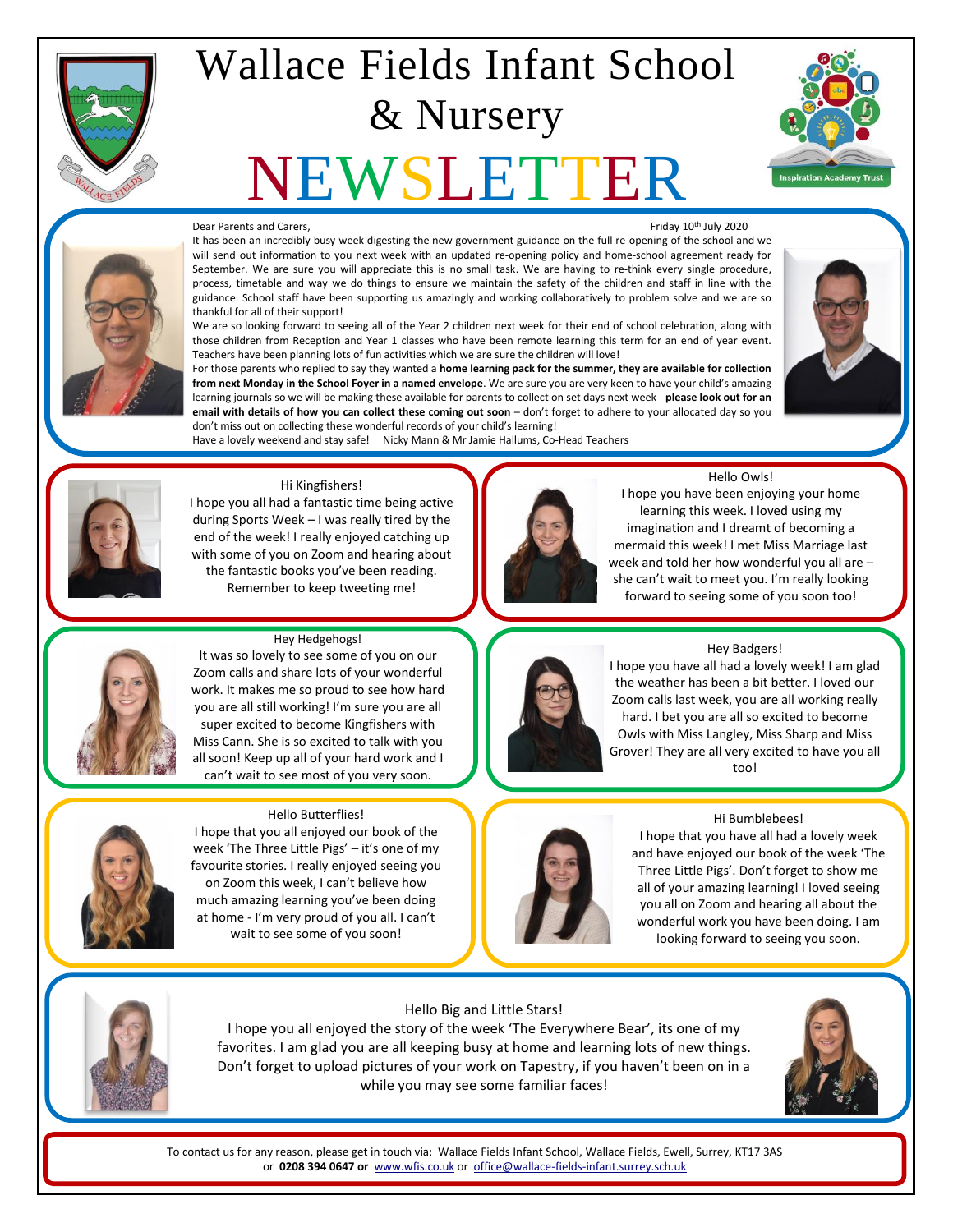# Wallace Fields Infant School & Nursery

# NEWSLETTER

Inspiration Academy Trust

Dear Parents and Carers,

Friday 10th July 2020

It has been an incredibly busy week digesting the new government guidance on the full re-opening of the school and we will send out information to you next week with an updated re-opening policy and home-school agreement ready for September. We are sure you will appreciate this is no small task. We are having to re-think every single procedure, process, timetable and way we do things to ensure we maintain the safety of the children and staff in line with the guidance. School staff have been supporting us amazingly and working collaboratively to problem solve and we are so thankful for all of their support!

We are so looking forward to seeing all of the Year 2 children next week for their end of school celebration, along with those children from Reception and Year 1 classes who have been remote learning this term for an end of year event. Teachers have been planning lots of fun activities which we are sure the children will love!

For those parents who replied to say they wanted a **home learning pack for the summer, they are available for collection from next Monday in the School Foyer in a named envelope**. We are sure you are very keen to have your child's amazing learning journals so we will be making these available for parents to collect on set days next week - **please look out for an email with details of how you can collect these coming out soon** – don't forget to adhere to your allocated day so you don't miss out on collecting these wonderful records of your child's learning!

Have a lovely weekend and stay safe! Nicky Mann & Mr Jamie Hallums, Co-Head Teachers

Hi Kingfishers!
I hope you all had a fantastic time being active during Sports Week – I was really tired by the end of the week! I really enjoyed catching up with some of you on Zoom and hearing about the fantastic books you've been reading. Remember to keep tweeting me!

Hello Owls!
I hope you have been enjoying your home learning this week. I loved using my imagination and I dreamt of becoming a mermaid this week! I met Miss Marriage last week and told her how wonderful you all are – she can't wait to meet you. I'm really looking forward to seeing some of you soon too!

Hey Hedgehogs!
It was so lovely to see some of you on our Zoom calls and share lots of your wonderful work. It makes me so proud to see how hard you are all still working! I'm sure you are all super excited to become Kingfishers with Miss Cann. She is so excited to talk with you all soon! Keep up all of your hard work and I can't wait to see most of you very soon.

Hey Badgers!
I hope you have all had a lovely week! I am glad the weather has been a bit better. I loved our Zoom calls last week, you are all working really hard. I bet you are all so excited to become Owls with Miss Langley, Miss Sharp and Miss Grover! They are all very excited to have you all too!

Hello Butterflies!
I hope that you all enjoyed our book of the week 'The Three Little Pigs' – it's one of my favourite stories. I really enjoyed seeing you on Zoom this week, I can't believe how much amazing learning you've been doing at home - I'm very proud of you all. I can't wait to see some of you soon!

Hi Bumblebees!
I hope that you have all had a lovely week and have enjoyed our book of the week 'The Three Little Pigs'. Don't forget to show me all of your amazing learning! I loved seeing you all on Zoom and hearing all about the wonderful work you have been doing. I am looking forward to seeing you soon.

Hello Big and Little Stars!
I hope you all enjoyed the story of the week 'The Everywhere Bear', its one of my favorites. I am glad you are all keeping busy at home and learning lots of new things. Don't forget to upload pictures of your work on Tapestry, if you haven't been on in a while you may see some familiar faces!

To contact us for any reason, please get in touch via: Wallace Fields Infant School, Wallace Fields, Ewell, Surrey, KT17 3AS or **0208 394 0647 or** www.wfis.co.uk or office@wallace-fields-infant.surrey.sch.uk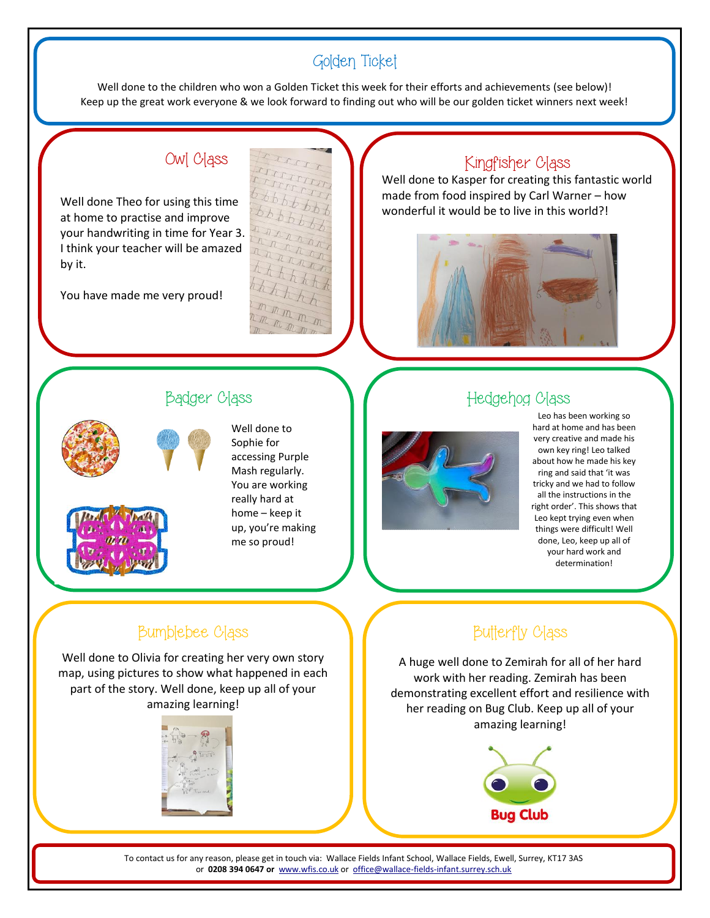## Golden Ticket

Well done to the children who won a Golden Ticket this week for their efforts and achievements (see below)!
Keep up the great work everyone & we look forward to finding out who will be our golden ticket winners next week!

### Owl Class

Well done Theo for using this time at home to practise and improve your handwriting in time for Year 3. I think your teacher will be amazed by it.

You have made me very proud!

### Kingfisher Class

Well done to Kasper for creating this fantastic world made from food inspired by Carl Warner – how wonderful it would be to live in this world?!

### Badger Class

Well done to Sophie for accessing Purple Mash regularly. You are working really hard at home – keep it up, you're making me so proud!

### Hedgehog Class

Leo has been working so hard at home and has been very creative and made his own key ring! Leo talked about how he made his key ring and said that 'it was tricky and we had to follow all the instructions in the right order'. This shows that Leo kept trying even when things were difficult! Well done, Leo, keep up all of your hard work and determination!

### Bumblebee Class

Well done to Olivia for creating her very own story map, using pictures to show what happened in each part of the story. Well done, keep up all of your amazing learning!

### Butterfly Class

A huge well done to Zemirah for all of her hard work with her reading. Zemirah has been demonstrating excellent effort and resilience with her reading on Bug Club. Keep up all of your amazing learning!

Bug Club

To contact us for any reason, please get in touch via: Wallace Fields Infant School, Wallace Fields, Ewell, Surrey, KT17 3AS or **0208 394 0647 or** www.wfis.co.uk or office@wallace-fields-infant.surrey.sch.uk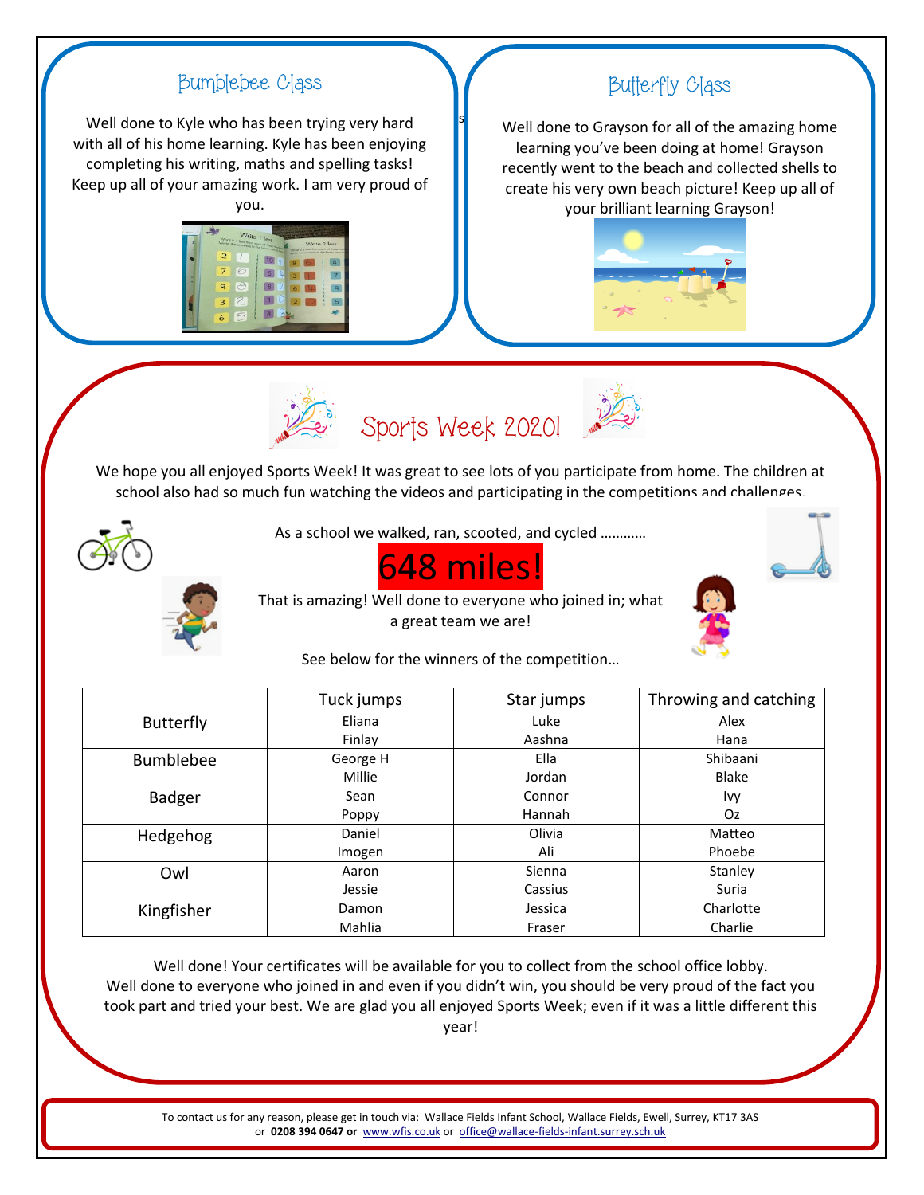## Bumblebee Class

Well done to Kyle who has been trying very hard with all of his home learning. Kyle has been enjoying completing his writing, maths and spelling tasks! Keep up all of your amazing work. I am very proud of you.

## Butterfly Class

Well done to Grayson for all of the amazing home learning you've been doing at home! Grayson recently went to the beach and collected shells to create his very own beach picture! Keep up all of your brilliant learning Grayson!

## Sports Week 2020!

We hope you all enjoyed Sports Week! It was great to see lots of you participate from home. The children at school also had so much fun watching the videos and participating in the competitions and challenges.

As a school we walked, ran, scooted, and cycled ...........

**648 miles!**

That is amazing! Well done to everyone who joined in; what a great team we are!

See below for the winners of the competition…

| | Tuck jumps | Star jumps | Throwing and catching |
|---|---|---|---|
| Butterfly | Eliana<br>Finlay | Luke<br>Aashna | Alex<br>Hana |
| Bumblebee | George H<br>Millie | Ella<br>Jordan | Shibaani<br>Blake |
| Badger | Sean<br>Poppy | Connor<br>Hannah | Ivy<br>Oz |
| Hedgehog | Daniel<br>Imogen | Olivia<br>Ali | Matteo<br>Phoebe |
| Owl | Aaron<br>Jessie | Sienna<br>Cassius | Stanley<br>Suria |
| Kingfisher | Damon<br>Mahlia | Jessica<br>Fraser | Charlotte<br>Charlie |

Well done! Your certificates will be available for you to collect from the school office lobby. Well done to everyone who joined in and even if you didn't win, you should be very proud of the fact you took part and tried your best. We are glad you all enjoyed Sports Week; even if it was a little different this year!

To contact us for any reason, please get in touch via: Wallace Fields Infant School, Wallace Fields, Ewell, Surrey, KT17 3AS or **0208 394 0647 or** www.wfis.co.uk or office@wallace-fields-infant.surrey.sch.uk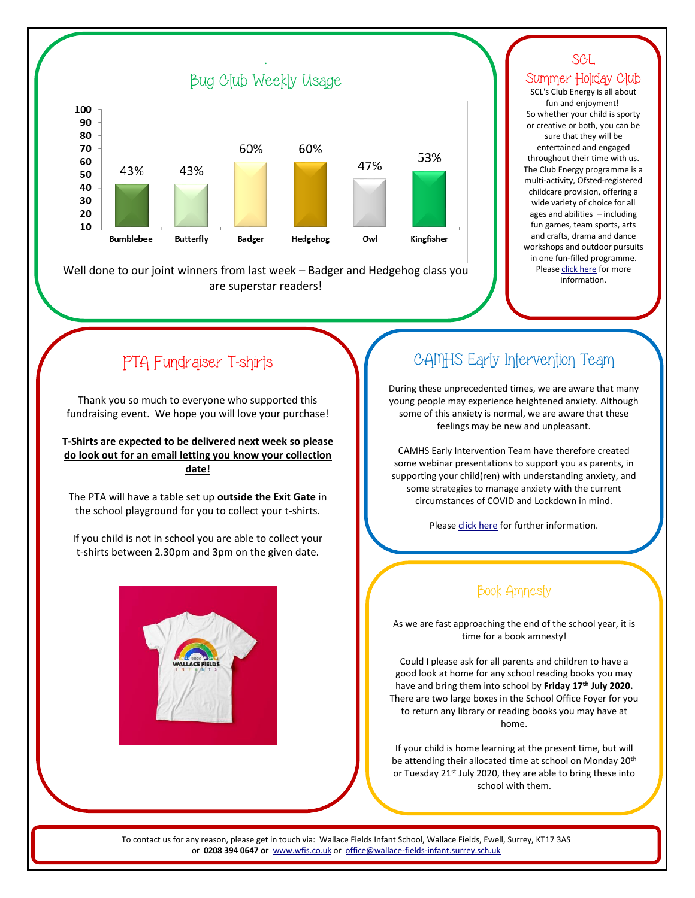## Bug Club Weekly Usage

| Class | Usage |
|---|---|
| Bumblebee | 43% |
| Butterfly | 43% |
| Badger | 60% |
| Hedgehog | 60% |
| Owl | 47% |
| Kingfisher | 53% |

Well done to our joint winners from last week – Badger and Hedgehog class you are superstar readers!

## SCL Summer Holiday Club

SCL's Club Energy is all about fun and enjoyment! So whether your child is sporty or creative or both, you can be sure that they will be entertained and engaged throughout their time with us. The Club Energy programme is a multi-activity, Ofsted-registered childcare provision, offering a wide variety of choice for all ages and abilities – including fun games, team sports, arts and crafts, drama and dance workshops and outdoor pursuits in one fun-filled programme. Please click here for more information.

## PTA Fundraiser T-shirts

Thank you so much to everyone who supported this fundraising event. We hope you will love your purchase!

**T-Shirts are expected to be delivered next week so please do look out for an email letting you know your collection date!**

The PTA will have a table set up **outside the Exit Gate** in the school playground for you to collect your t-shirts.

If you child is not in school you are able to collect your t-shirts between 2.30pm and 3pm on the given date.

## CAMHS Early Intervention Team

During these unprecedented times, we are aware that many young people may experience heightened anxiety. Although some of this anxiety is normal, we are aware that these feelings may be new and unpleasant.

CAMHS Early Intervention Team have therefore created some webinar presentations to support you as parents, in supporting your child(ren) with understanding anxiety, and some strategies to manage anxiety with the current circumstances of COVID and Lockdown in mind.

Please click here for further information.

## Book Amnesty

As we are fast approaching the end of the school year, it is time for a book amnesty!

Could I please ask for all parents and children to have a good look at home for any school reading books you may have and bring them into school by **Friday 17th July 2020.** There are two large boxes in the School Office Foyer for you to return any library or reading books you may have at home.

If your child is home learning at the present time, but will be attending their allocated time at school on Monday 20th or Tuesday 21st July 2020, they are able to bring these into school with them.

To contact us for any reason, please get in touch via: Wallace Fields Infant School, Wallace Fields, Ewell, Surrey, KT17 3AS or **0208 394 0647 or** www.wfis.co.uk or office@wallace-fields-infant.surrey.sch.uk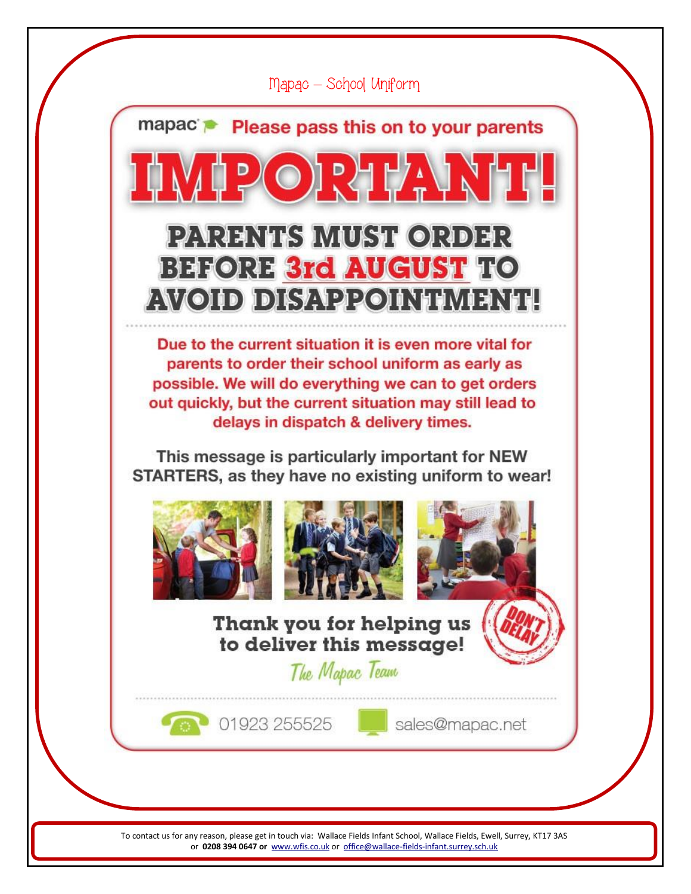Mapac – School Uniform

mapac **Please pass this on to your parents**

# IMPORTANT!

## PARENTS MUST ORDER BEFORE 3rd AUGUST TO AVOID DISAPPOINTMENT!

**Due to the current situation it is even more vital for parents to order their school uniform as early as possible. We will do everything we can to get orders out quickly, but the current situation may still lead to delays in dispatch & delivery times.**

**This message is particularly important for NEW STARTERS, as they have no existing uniform to wear!**

**Thank you for helping us to deliver this message!**

DON'T DELAY

*The Mapac Team*

01923 255525 sales@mapac.net

To contact us for any reason, please get in touch via: Wallace Fields Infant School, Wallace Fields, Ewell, Surrey, KT17 3AS or **0208 394 0647 or** www.wfis.co.uk or office@wallace-fields-infant.surrey.sch.uk